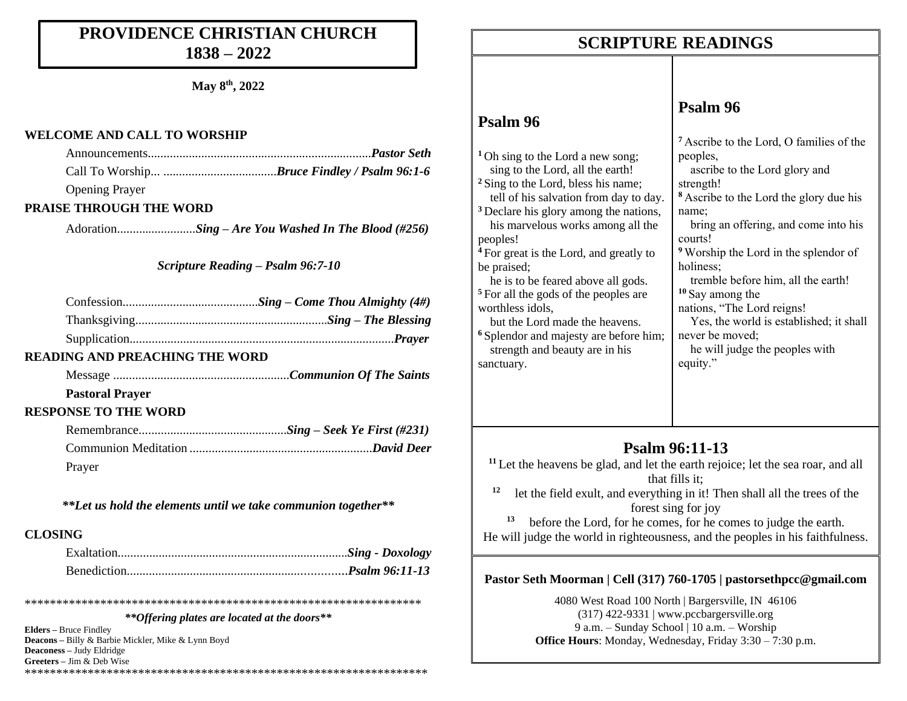# PROVIDENCE CHRISTIAN CHURCH
# 1838 – 2022

**May 8th, 2022**

**WELCOME AND CALL TO WORSHIP**

Announcements........................................................................*Pastor Seth*

Call To Worship... ....................................*Bruce Findley / Psalm 96:1-6*

Opening Prayer

**PRAISE THROUGH THE WORD**

Adoration.........................*Sing – Are You Washed In The Blood (#256)*

*Scripture Reading – Psalm 96:7-10*

Confession...........................................*Sing – Come Thou Almighty (4#)*

Thanksgiving.............................................................*Sing – The Blessing*

Supplication...................................................................................*Prayer*

**READING AND PREACHING THE WORD**

Message ........................................................*Communion Of The Saints*

**Pastoral Prayer**

**RESPONSE TO THE WORD**

Remembrance...............................................*Sing – Seek Ye First (#231)*

Communion Meditation ..........................................................*David Deer*

Prayer

***\*\*Let us hold the elements until we take communion together\*\****

**CLOSING**

Exaltation.........................................................................*Sing - Doxology*

Benediction......................................................................*Psalm 96:11-13*

\*\*\*\*\*\*\*\*\*\*\*\*\*\*\*\*\*\*\*\*\*\*\*\*\*\*\*\*\*\*\*\*\*\*\*\*\*\*\*\*\*\*\*\*\*\*\*\*\*\*\*\*\*\*\*\*\*\*\*\*\*\*\*\*\*

***\*\*Offering plates are located at the doors\*\****

**Elders –** Bruce Findley
**Deacons –** Billy & Barbie Mickler, Mike & Lynn Boyd
**Deaconess –** Judy Eldridge
**Greeters –** Jim & Deb Wise

\*\*\*\*\*\*\*\*\*\*\*\*\*\*\*\*\*\*\*\*\*\*\*\*\*\*\*\*\*\*\*\*\*\*\*\*\*\*\*\*\*\*\*\*\*\*\*\*\*\*\*\*\*\*\*\*\*\*\*\*\*\*\*\*\*

# SCRIPTURE READINGS

## Psalm 96

[1] Oh sing to the Lord a new song;
sing to the Lord, all the earth!
[2] Sing to the Lord, bless his name;
tell of his salvation from day to day.
[3] Declare his glory among the nations,
his marvelous works among all the peoples!
[4] For great is the Lord, and greatly to be praised;
he is to be feared above all gods.
[5] For all the gods of the peoples are worthless idols,
but the Lord made the heavens.
[6] Splendor and majesty are before him;
strength and beauty are in his sanctuary.

## Psalm 96

[7] Ascribe to the Lord, O families of the peoples,
ascribe to the Lord glory and strength!
[8] Ascribe to the Lord the glory due his name;
bring an offering, and come into his courts!
[9] Worship the Lord in the splendor of holiness;
tremble before him, all the earth!
[10] Say among the nations, "The Lord reigns!
Yes, the world is established; it shall never be moved;
he will judge the peoples with equity."

## Psalm 96:11-13

[11] Let the heavens be glad, and let the earth rejoice; let the sea roar, and all that fills it;
[12] let the field exult, and everything in it! Then shall all the trees of the forest sing for joy
[13] before the Lord, for he comes, for he comes to judge the earth.
He will judge the world in righteousness, and the peoples in his faithfulness.

**Pastor Seth Moorman | Cell (317) 760-1705 | pastorsethpcc@gmail.com**

4080 West Road 100 North | Bargersville, IN 46106
(317) 422-9331 | www.pccbargersville.org
9 a.m. – Sunday School | 10 a.m. – Worship
**Office Hours**: Monday, Wednesday, Friday 3:30 – 7:30 p.m.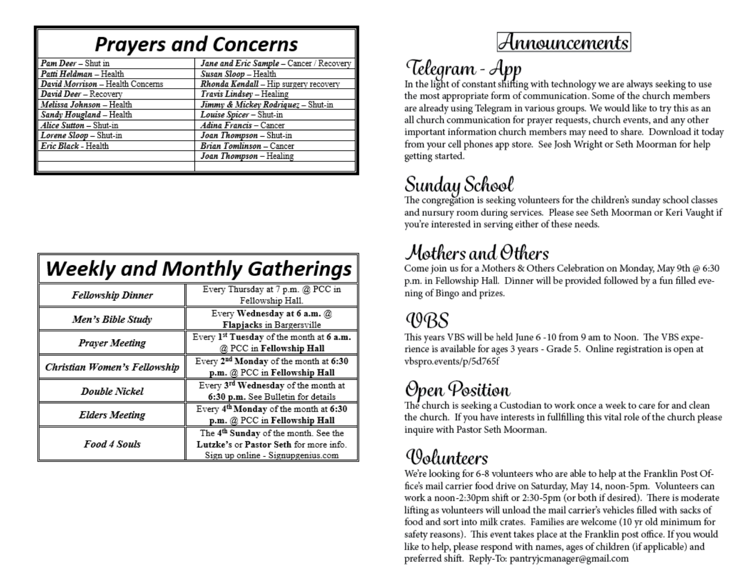# Prayers and Concerns

| | |
|---|---|
| *Pam Deer* – Shut in | *Jane and Eric Sample* – Cancer / Recovery |
| *Patti Heldman* – Health | *Susan Sloop* – Health |
| *David Morrison* – Health Concerns | *Rhonda Kendall* – Hip surgery recovery |
| *David Deer* – Recovery | *Travis Lindsey* – Healing |
| *Melissa Johnson* – Health | *Jimmy & Mickey Rodriquez* – Shut-in |
| *Sandy Hougland* – Health | *Louise Spicer* – Shut-in |
| *Alice Sutton* – Shut-in | *Adina Francis* – Cancer |
| *Lorene Sloop* – Shut-in | *Joan Thompson* – Shut-in |
| *Eric Black* - Health | *Brian Tomlinson* – Cancer |
| | *Joan Thompson* – Healing |
| | |

# Weekly and Monthly Gatherings

| | |
|---|---|
| ***Fellowship Dinner*** | Every Thursday at 7 p.m. @ PCC in Fellowship Hall. |
| ***Men's Bible Study*** | Every **Wednesday at 6 a.m.** @ **Flapjacks** in Bargersville |
| ***Prayer Meeting*** | Every **1st Tuesday** of the month at **6 a.m.** @ PCC in **Fellowship Hall** |
| ***Christian Women's Fellowship*** | Every **2nd Monday** of the month at **6:30 p.m.** @ PCC in **Fellowship Hall** |
| ***Double Nickel*** | Every **3rd Wednesday** of the month at **6:30 p.m.** See Bulletin for details |
| ***Elders Meeting*** | Every **4th Monday** of the month at **6:30 p.m.** @ PCC in **Fellowship Hall** |
| ***Food 4 Souls*** | The **4th Sunday** of the month. See the **Lutzke's** or **Pastor Seth** for more info. Sign up online - Signupgenius.com |

# Announcements

## Telegram - App

In the light of constant shifting with technology we are always seeking to use the most appropriate form of communication. Some of the church members are already using Telegram in various groups. We would like to try this as an all church communication for prayer requests, church events, and any other important information church members may need to share. Download it today from your cell phones app store. See Josh Wright or Seth Moorman for help getting started.

## Sunday School

The congregation is seeking volunteers for the children's sunday school classes and nursury room during services. Please see Seth Moorman or Keri Vaught if you're interested in serving either of these needs.

## Mothers and Others

Come join us for a Mothers & Others Celebration on Monday, May 9th @ 6:30 p.m. in Fellowship Hall. Dinner will be provided followed by a fun filled evening of Bingo and prizes.

## VBS

This years VBS will be held June 6 -10 from 9 am to Noon. The VBS experience is available for ages 3 years - Grade 5. Online registration is open at vbspro.events/p/5d765f

## Open Position

The church is seeking a Custodian to work once a week to care for and clean the church. If you have interests in fullfilling this vital role of the church please inquire with Pastor Seth Moorman.

## Volunteers

We're looking for 6-8 volunteers who are able to help at the Franklin Post Office's mail carrier food drive on Saturday, May 14, noon-5pm. Volunteers can work a noon-2:30pm shift or 2:30-5pm (or both if desired). There is moderate lifting as volunteers will unload the mail carrier's vehicles filled with sacks of food and sort into milk crates. Families are welcome (10 yr old minimum for safety reasons). This event takes place at the Franklin post office. If you would like to help, please respond with names, ages of children (if applicable) and preferred shift. Reply-To: pantryjcmanager@gmail.com